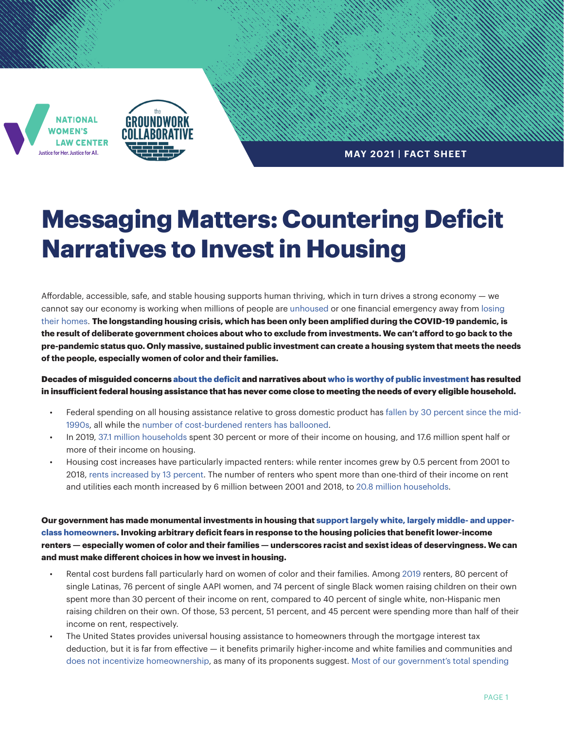NATIONAL WOMEN'S LAW CENTER
Justice for Her. Justice for All.

the GROUNDWORK COLLABORATIVE

MAY 2021 | FACT SHEET

# Messaging Matters: Countering Deficit Narratives to Invest in Housing

Affordable, accessible, safe, and stable housing supports human thriving, which in turn drives a strong economy — we cannot say our economy is working when millions of people are unhoused or one financial emergency away from losing their homes. **The longstanding housing crisis, which has been only been amplified during the COVID-19 pandemic, is the result of deliberate government choices about who to exclude from investments. We can't afford to go back to the pre-pandemic status quo. Only massive, sustained public investment can create a housing system that meets the needs of the people, especially women of color and their families.**

**Decades of misguided concerns about the deficit and narratives about who is worthy of public investment has resulted in insufficient federal housing assistance that has never come close to meeting the needs of every eligible household.**

- Federal spending on all housing assistance relative to gross domestic product has fallen by 30 percent since the mid-1990s, all while the number of cost-burdened renters has ballooned.
- In 2019, 37.1 million households spent 30 percent or more of their income on housing, and 17.6 million spent half or more of their income on housing.
- Housing cost increases have particularly impacted renters: while renter incomes grew by 0.5 percent from 2001 to 2018, rents increased by 13 percent. The number of renters who spent more than one-third of their income on rent and utilities each month increased by 6 million between 2001 and 2018, to 20.8 million households.

**Our government has made monumental investments in housing that support largely white, largely middle- and upper-class homeowners. Invoking arbitrary deficit fears in response to the housing policies that benefit lower-income renters — especially women of color and their families — underscores racist and sexist ideas of deservingness. We can and must make different choices in how we invest in housing.**

- Rental cost burdens fall particularly hard on women of color and their families. Among 2019 renters, 80 percent of single Latinas, 76 percent of single AAPI women, and 74 percent of single Black women raising children on their own spent more than 30 percent of their income on rent, compared to 40 percent of single white, non-Hispanic men raising children on their own. Of those, 53 percent, 51 percent, and 45 percent were spending more than half of their income on rent, respectively.
- The United States provides universal housing assistance to homeowners through the mortgage interest tax deduction, but it is far from effective — it benefits primarily higher-income and white families and communities and does not incentivize homeownership, as many of its proponents suggest. Most of our government's total spending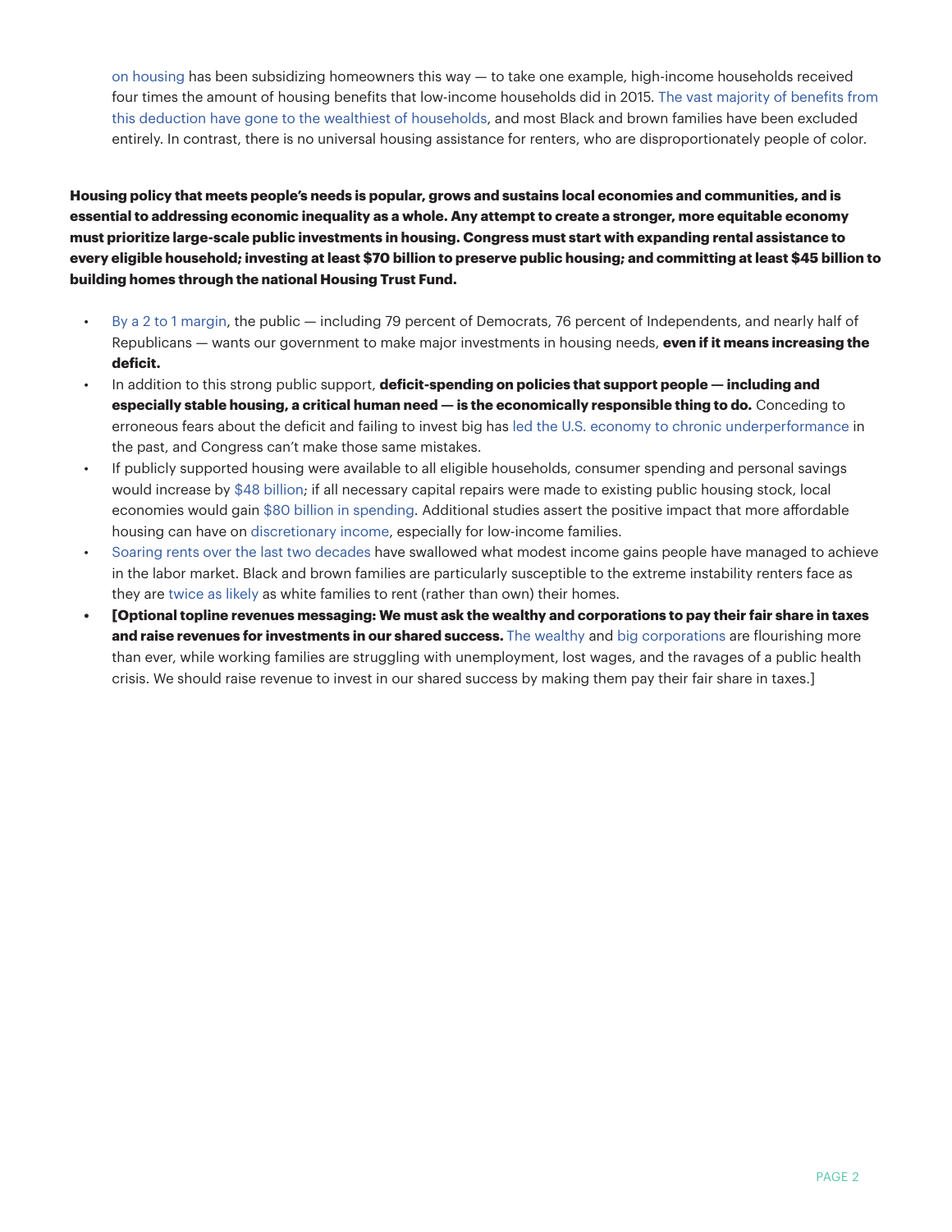on housing has been subsidizing homeowners this way — to take one example, high-income households received four times the amount of housing benefits that low-income households did in 2015. The vast majority of benefits from this deduction have gone to the wealthiest of households, and most Black and brown families have been excluded entirely. In contrast, there is no universal housing assistance for renters, who are disproportionately people of color.

**Housing policy that meets people's needs is popular, grows and sustains local economies and communities, and is essential to addressing economic inequality as a whole. Any attempt to create a stronger, more equitable economy must prioritize large-scale public investments in housing. Congress must start with expanding rental assistance to every eligible household; investing at least $70 billion to preserve public housing; and committing at least $45 billion to building homes through the national Housing Trust Fund.**

- By a 2 to 1 margin, the public — including 79 percent of Democrats, 76 percent of Independents, and nearly half of Republicans — wants our government to make major investments in housing needs, **even if it means increasing the deficit.**
- In addition to this strong public support, **deficit-spending on policies that support people — including and especially stable housing, a critical human need — is the economically responsible thing to do.** Conceding to erroneous fears about the deficit and failing to invest big has led the U.S. economy to chronic underperformance in the past, and Congress can't make those same mistakes.
- If publicly supported housing were available to all eligible households, consumer spending and personal savings would increase by $48 billion; if all necessary capital repairs were made to existing public housing stock, local economies would gain $80 billion in spending. Additional studies assert the positive impact that more affordable housing can have on discretionary income, especially for low-income families.
- Soaring rents over the last two decades have swallowed what modest income gains people have managed to achieve in the labor market. Black and brown families are particularly susceptible to the extreme instability renters face as they are twice as likely as white families to rent (rather than own) their homes.
- **[Optional topline revenues messaging: We must ask the wealthy and corporations to pay their fair share in taxes and raise revenues for investments in our shared success.** The wealthy and big corporations are flourishing more than ever, while working families are struggling with unemployment, lost wages, and the ravages of a public health crisis. We should raise revenue to invest in our shared success by making them pay their fair share in taxes.]